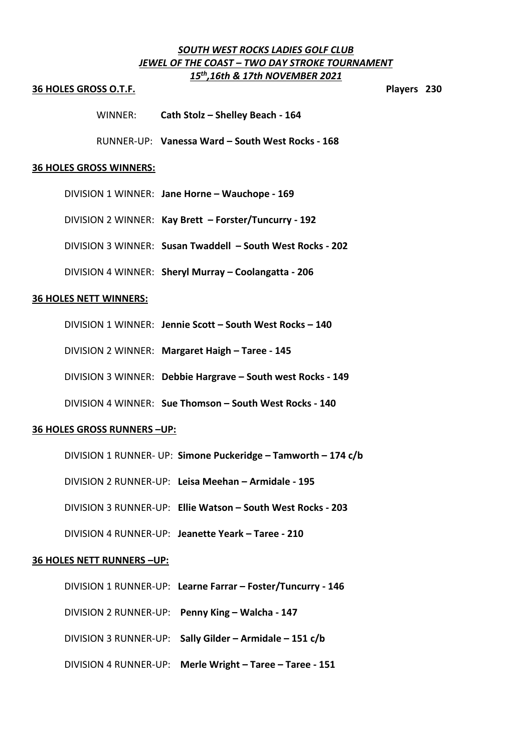***SOUTH WEST ROCKS LADIES GOLF CLUB***
***JEWEL OF THE COAST – TWO DAY STROKE TOURNAMENT***
***15th,16th & 17th NOVEMBER 2021***

**36 HOLES GROSS O.T.F.** **Players 230**

WINNER: **Cath Stolz – Shelley Beach - 164**

RUNNER-UP: **Vanessa Ward – South West Rocks - 168**

**36 HOLES GROSS WINNERS:**

DIVISION 1 WINNER: **Jane Horne – Wauchope - 169**

DIVISION 2 WINNER: **Kay Brett – Forster/Tuncurry - 192**

DIVISION 3 WINNER: **Susan Twaddell – South West Rocks - 202**

DIVISION 4 WINNER: **Sheryl Murray – Coolangatta - 206**

**36 HOLES NETT WINNERS:**

DIVISION 1 WINNER: **Jennie Scott – South West Rocks – 140**

DIVISION 2 WINNER: **Margaret Haigh – Taree - 145**

DIVISION 3 WINNER: **Debbie Hargrave – South west Rocks - 149**

DIVISION 4 WINNER: **Sue Thomson – South West Rocks - 140**

**36 HOLES GROSS RUNNERS –UP:**

DIVISION 1 RUNNER- UP: **Simone Puckeridge – Tamworth – 174 c/b**

DIVISION 2 RUNNER-UP: **Leisa Meehan – Armidale - 195**

DIVISION 3 RUNNER-UP: **Ellie Watson – South West Rocks - 203**

DIVISION 4 RUNNER-UP: **Jeanette Yeark – Taree - 210**

**36 HOLES NETT RUNNERS –UP:**

DIVISION 1 RUNNER-UP: **Learne Farrar – Foster/Tuncurry - 146**

DIVISION 2 RUNNER-UP: **Penny King – Walcha - 147**

DIVISION 3 RUNNER-UP: **Sally Gilder – Armidale – 151 c/b**

DIVISION 4 RUNNER-UP: **Merle Wright – Taree – Taree - 151**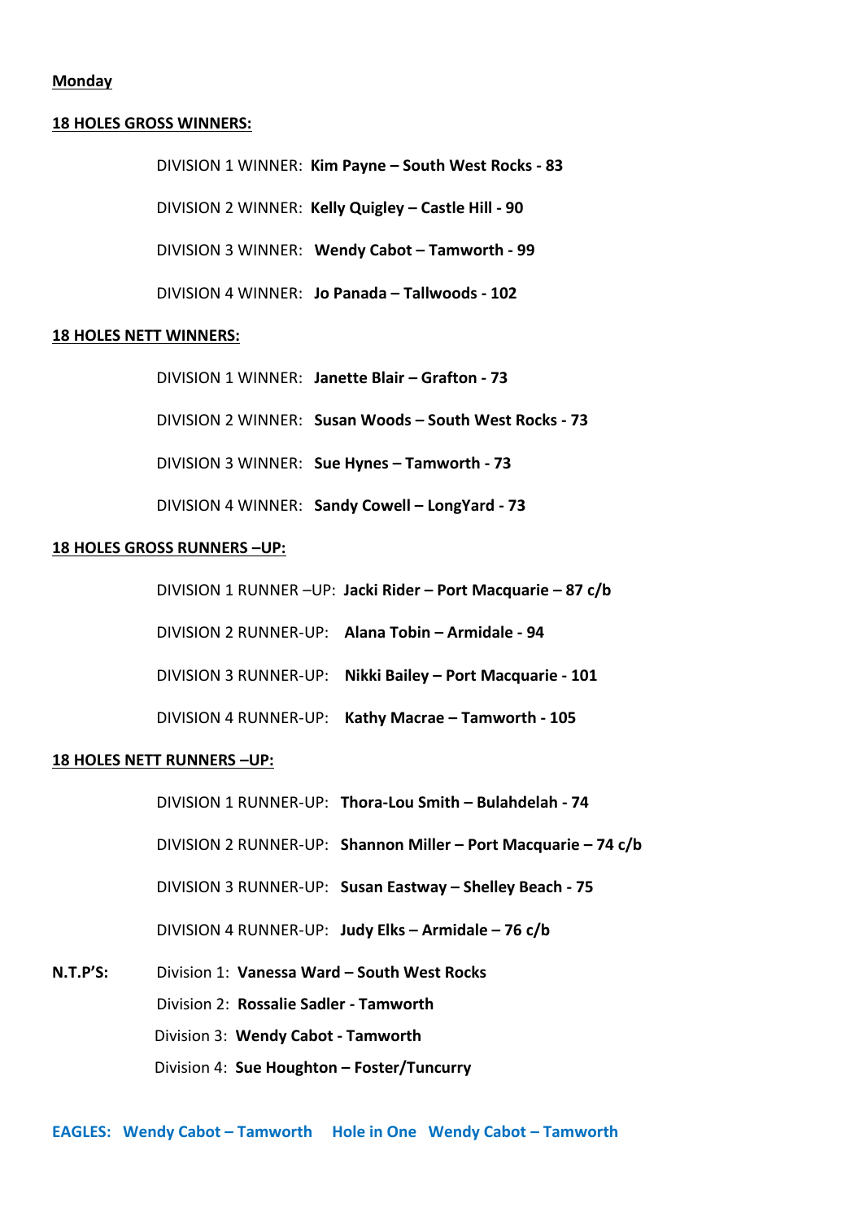**Monday**

**18 HOLES GROSS WINNERS:**

DIVISION 1 WINNER: **Kim Payne – South West Rocks - 83**

DIVISION 2 WINNER: **Kelly Quigley – Castle Hill - 90**

DIVISION 3 WINNER: **Wendy Cabot – Tamworth - 99**

DIVISION 4 WINNER: **Jo Panada – Tallwoods - 102**

**18 HOLES NETT WINNERS:**

DIVISION 1 WINNER: **Janette Blair – Grafton - 73**

DIVISION 2 WINNER: **Susan Woods – South West Rocks - 73**

DIVISION 3 WINNER: **Sue Hynes – Tamworth - 73**

DIVISION 4 WINNER: **Sandy Cowell – LongYard - 73**

**18 HOLES GROSS RUNNERS –UP:**

DIVISION 1 RUNNER –UP: **Jacki Rider – Port Macquarie – 87 c/b**

DIVISION 2 RUNNER-UP: **Alana Tobin – Armidale - 94**

DIVISION 3 RUNNER-UP: **Nikki Bailey – Port Macquarie - 101**

DIVISION 4 RUNNER-UP: **Kathy Macrae – Tamworth - 105**

**18 HOLES NETT RUNNERS –UP:**

DIVISION 1 RUNNER-UP: **Thora-Lou Smith – Bulahdelah - 74**

DIVISION 2 RUNNER-UP: **Shannon Miller – Port Macquarie – 74 c/b**

DIVISION 3 RUNNER-UP: **Susan Eastway – Shelley Beach - 75**

DIVISION 4 RUNNER-UP: **Judy Elks – Armidale – 76 c/b**

**N.T.P'S:**
Division 1: **Vanessa Ward – South West Rocks**
Division 2: **Rossalie Sadler - Tamworth**
Division 3: **Wendy Cabot - Tamworth**
Division 4: **Sue Houghton – Foster/Tuncurry**

**EAGLES: Wendy Cabot – Tamworth** **Hole in One Wendy Cabot – Tamworth**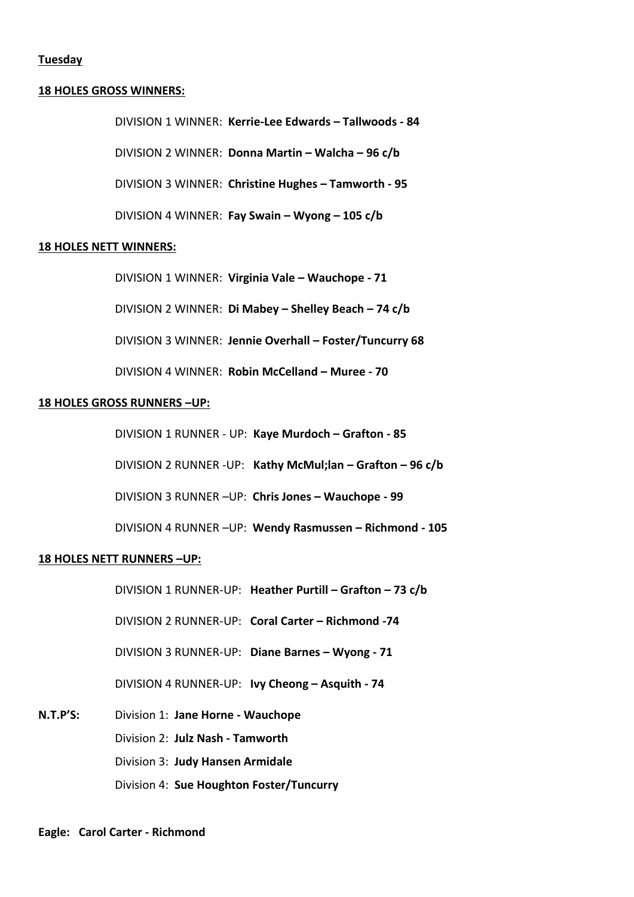**Tuesday**

**18 HOLES GROSS WINNERS:**

DIVISION 1 WINNER: **Kerrie-Lee Edwards – Tallwoods - 84**

DIVISION 2 WINNER: **Donna Martin – Walcha – 96 c/b**

DIVISION 3 WINNER: **Christine Hughes – Tamworth - 95**

DIVISION 4 WINNER: **Fay Swain – Wyong – 105 c/b**

**18 HOLES NETT WINNERS:**

DIVISION 1 WINNER: **Virginia Vale – Wauchope - 71**

DIVISION 2 WINNER: **Di Mabey – Shelley Beach – 74 c/b**

DIVISION 3 WINNER: **Jennie Overhall – Foster/Tuncurry 68**

DIVISION 4 WINNER: **Robin McCelland – Muree - 70**

**18 HOLES GROSS RUNNERS –UP:**

DIVISION 1 RUNNER - UP: **Kaye Murdoch – Grafton - 85**

DIVISION 2 RUNNER -UP: **Kathy McMul;lan – Grafton – 96 c/b**

DIVISION 3 RUNNER –UP: **Chris Jones – Wauchope - 99**

DIVISION 4 RUNNER –UP: **Wendy Rasmussen – Richmond - 105**

**18 HOLES NETT RUNNERS –UP:**

DIVISION 1 RUNNER-UP: **Heather Purtill – Grafton – 73 c/b**

DIVISION 2 RUNNER-UP: **Coral Carter – Richmond -74**

DIVISION 3 RUNNER-UP: **Diane Barnes – Wyong - 71**

DIVISION 4 RUNNER-UP: **Ivy Cheong – Asquith - 74**

**N.T.P'S:**
Division 1: **Jane Horne - Wauchope**
Division 2: **Julz Nash - Tamworth**
Division 3: **Judy Hansen Armidale**
Division 4: **Sue Houghton Foster/Tuncurry**

**Eagle: Carol Carter - Richmond**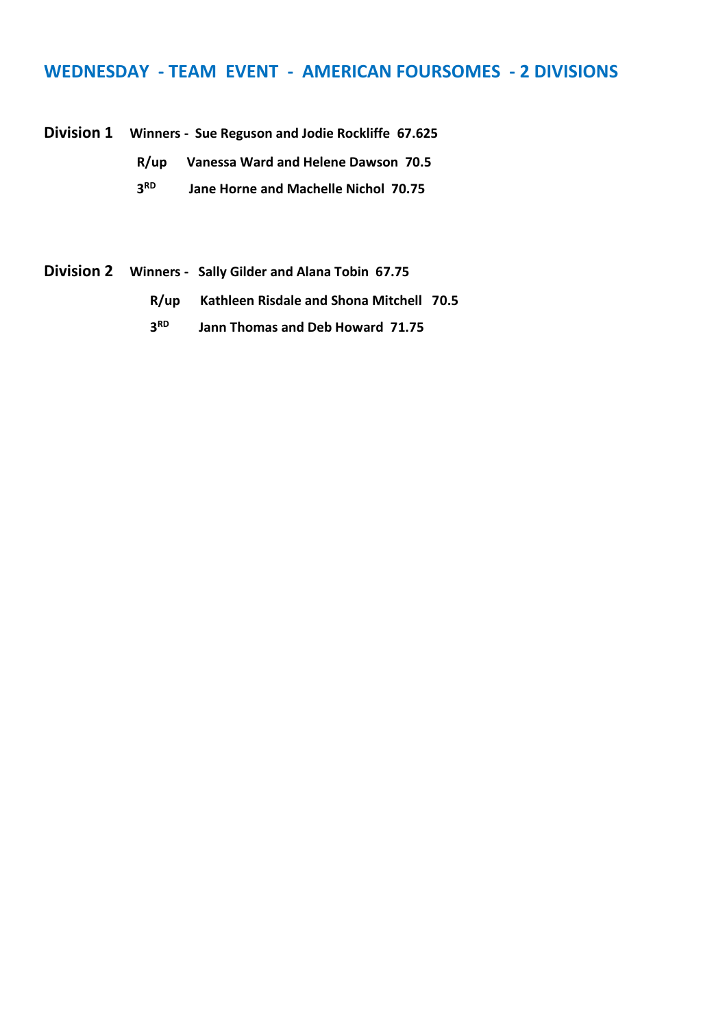## WEDNESDAY - TEAM EVENT - AMERICAN FOURSOMES - 2 DIVISIONS

**Division 1** **Winners - Sue Reguson and Jodie Rockliffe 67.625**

**R/up Vanessa Ward and Helene Dawson 70.5**

**3RD Jane Horne and Machelle Nichol 70.75**

**Division 2** **Winners - Sally Gilder and Alana Tobin 67.75**

**R/up Kathleen Risdale and Shona Mitchell 70.5**

**3RD Jann Thomas and Deb Howard 71.75**